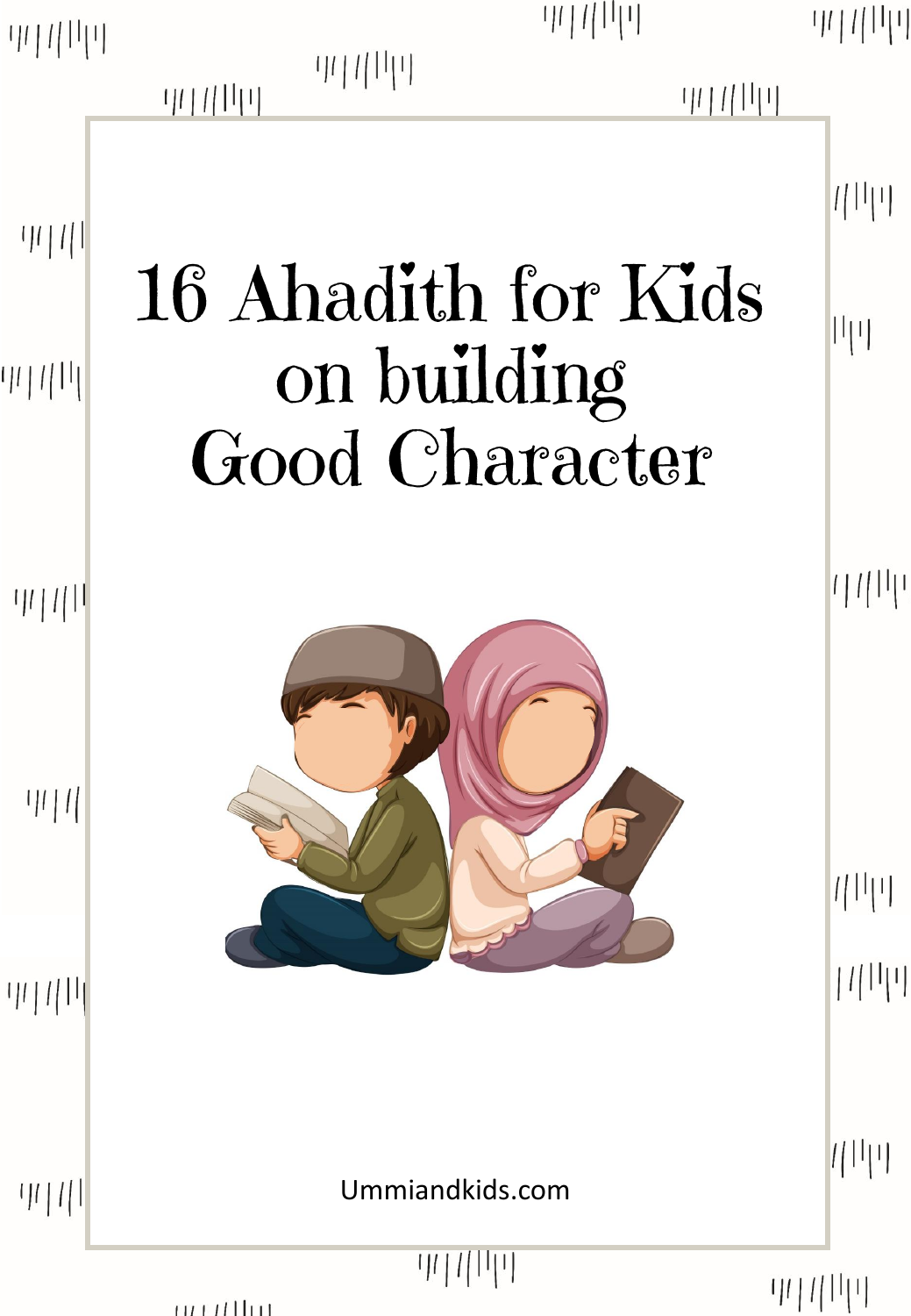# 16 Ahadith for Kids on building Good Character

Ummiandkids.com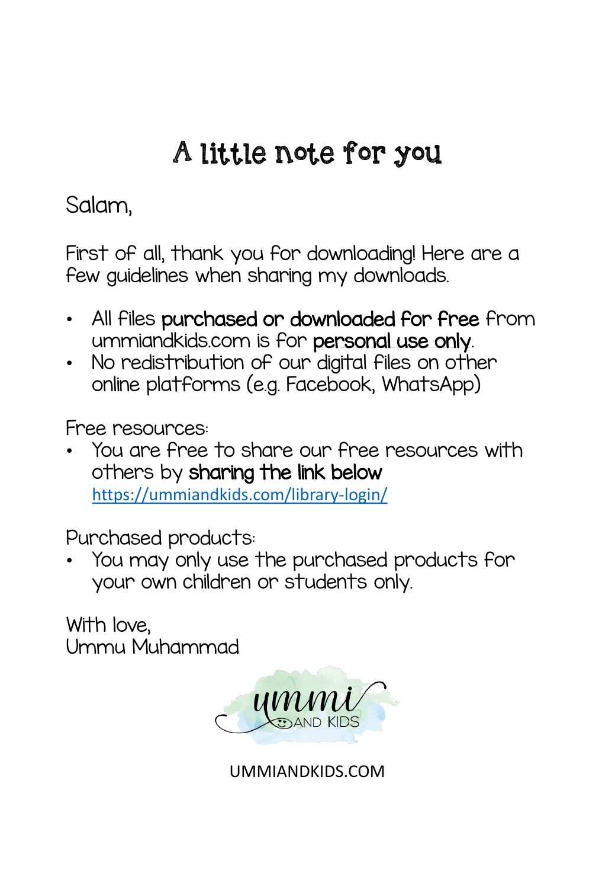# A little note for you

Salam,

First of all, thank you for downloading! Here are a few guidelines when sharing my downloads.

- All files **purchased or downloaded for free** from ummiandkids.com is for **personal use only**.
- No redistribution of our digital files on other online platforms (e.g. Facebook, WhatsApp)

Free resources:

- You are free to share our free resources with others by **sharing the link below** https://ummiandkids.com/library-login/

Purchased products:

- You may only use the purchased products for your own children or students only.

With love,
Ummu Muhammad

ummi AND KIDS

UMMIANDKIDS.COM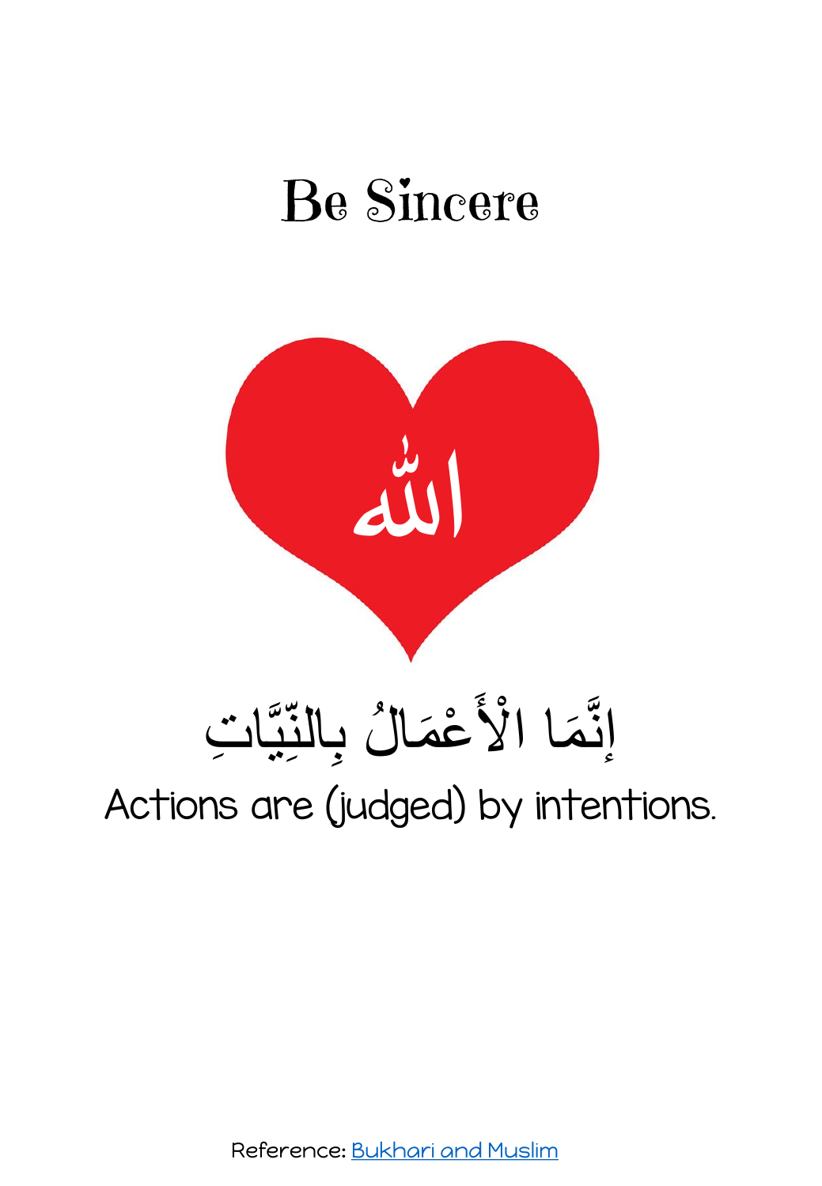# Be Sincere

الله

إِنَّمَا الْأَعْمَالُ بِالنِّيَّاتِ

Actions are (judged) by intentions.

Reference: Bukhari and Muslim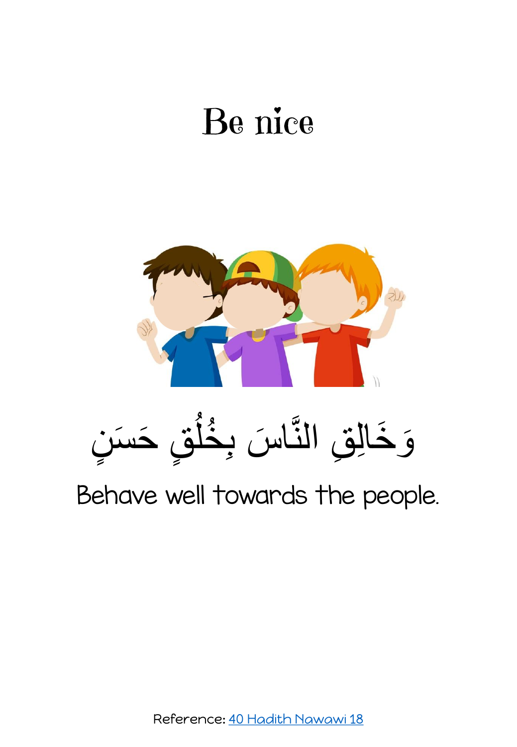# Be nice

وَخَالِقِ النَّاسَ بِخُلُقٍ حَسَنٍ

Behave well towards the people.

Reference: [40 Hadith Nawawi 18]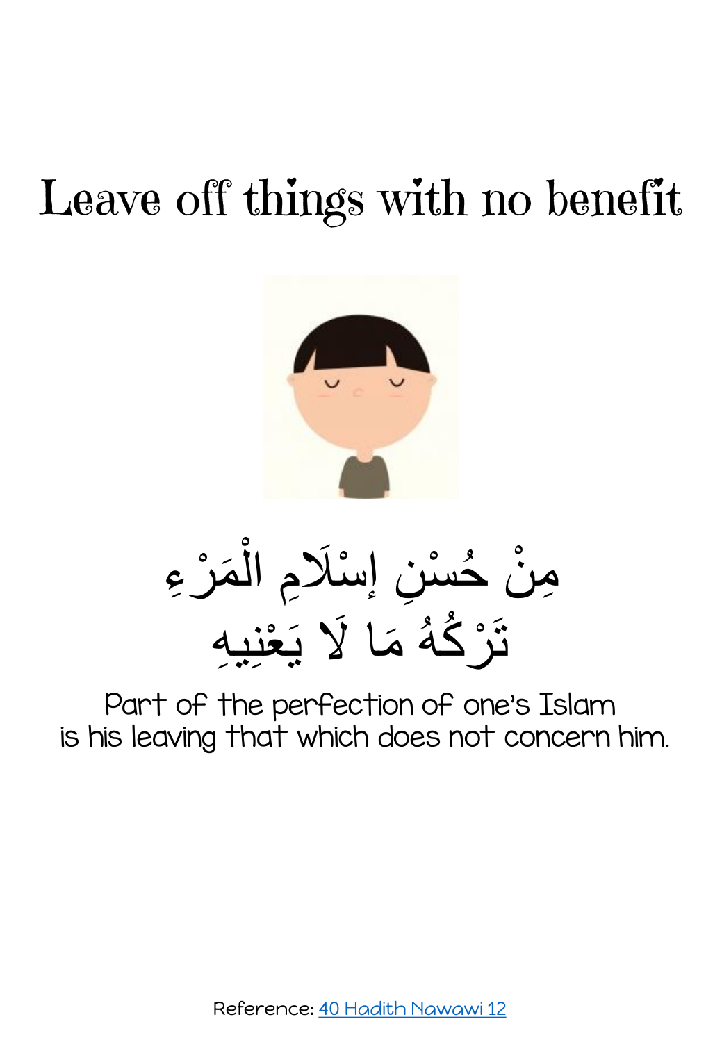# Leave off things with no benefit

مِنْ حُسْنِ إِسْلَامِ الْمَرْءِ
تَرْكُهُ مَا لَا يَعْنِيهِ

Part of the perfection of one's Islam
is his leaving that which does not concern him.

Reference: [40 Hadith Nawawi 12]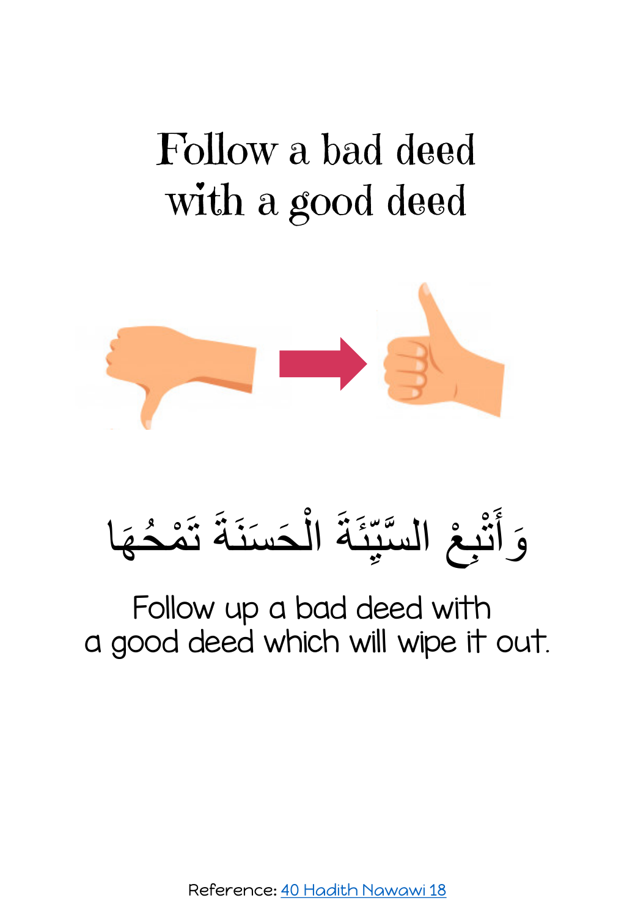# Follow a bad deed with a good deed

وَأَتْبِعْ السَّيِّئَةَ الْحَسَنَةَ تَمْحُهَا

Follow up a bad deed with
a good deed which will wipe it out.

Reference: [40 Hadith Nawawi 18]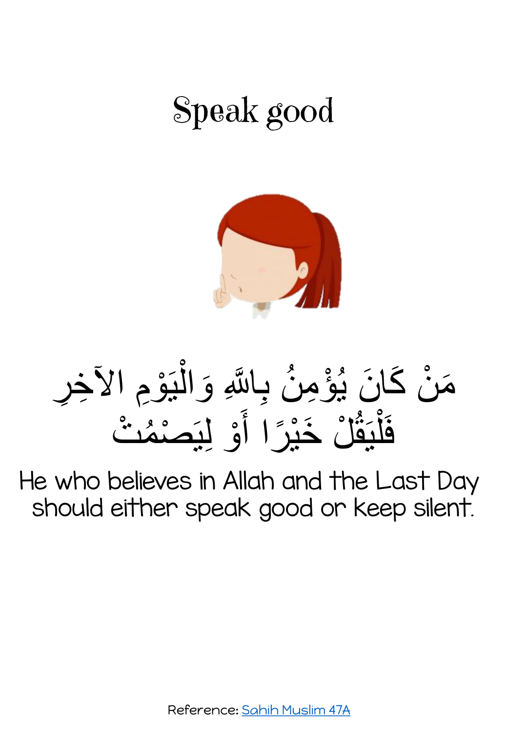# Speak good

مَنْ كَانَ يُؤْمِنُ بِاللَّهِ وَالْيَوْمِ الآخِرِ
فَلْيَقُلْ خَيْرًا أَوْ لِيَصْمُتْ

He who believes in Allah and the Last Day should either speak good or keep silent.

Reference: [Sahih Muslim 47A]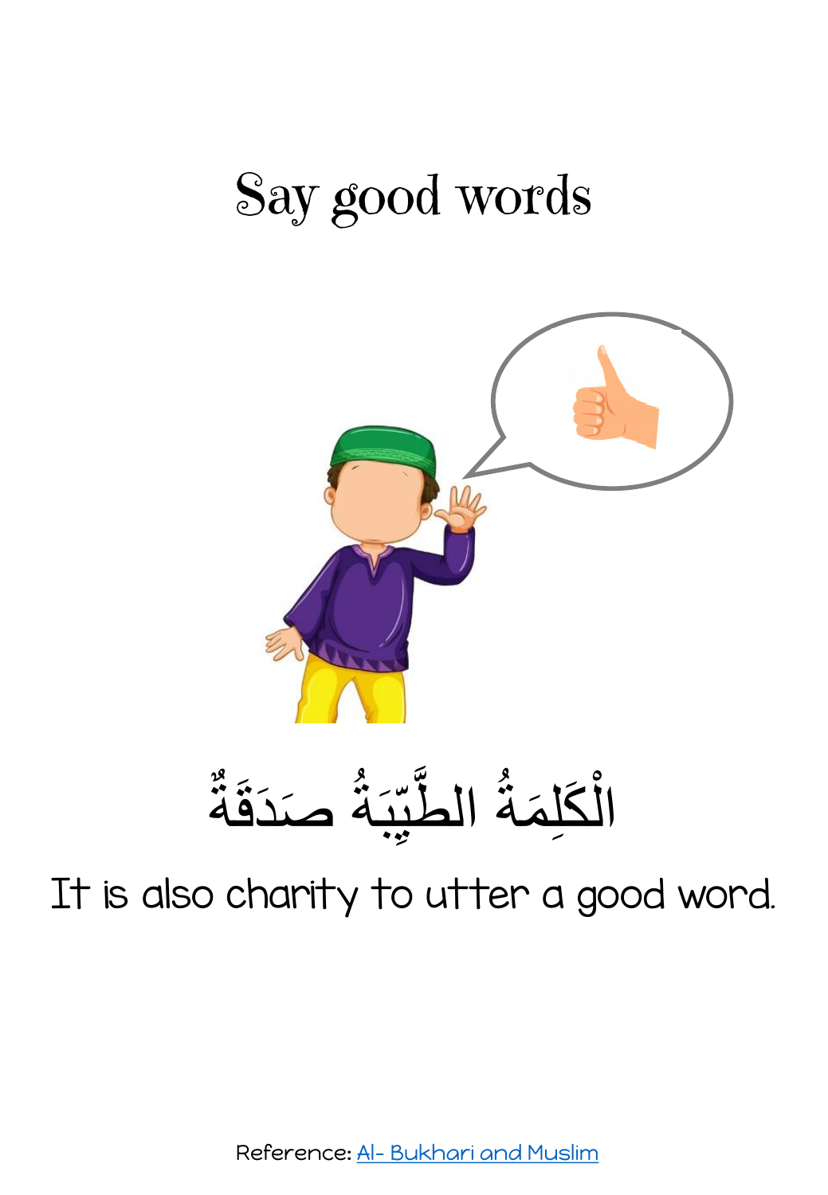# Say good words

الْكَلِمَةُ الطَّيِّبَةُ صَدَقَةٌ

It is also charity to utter a good word.

Reference: [Al- Bukhari and Muslim]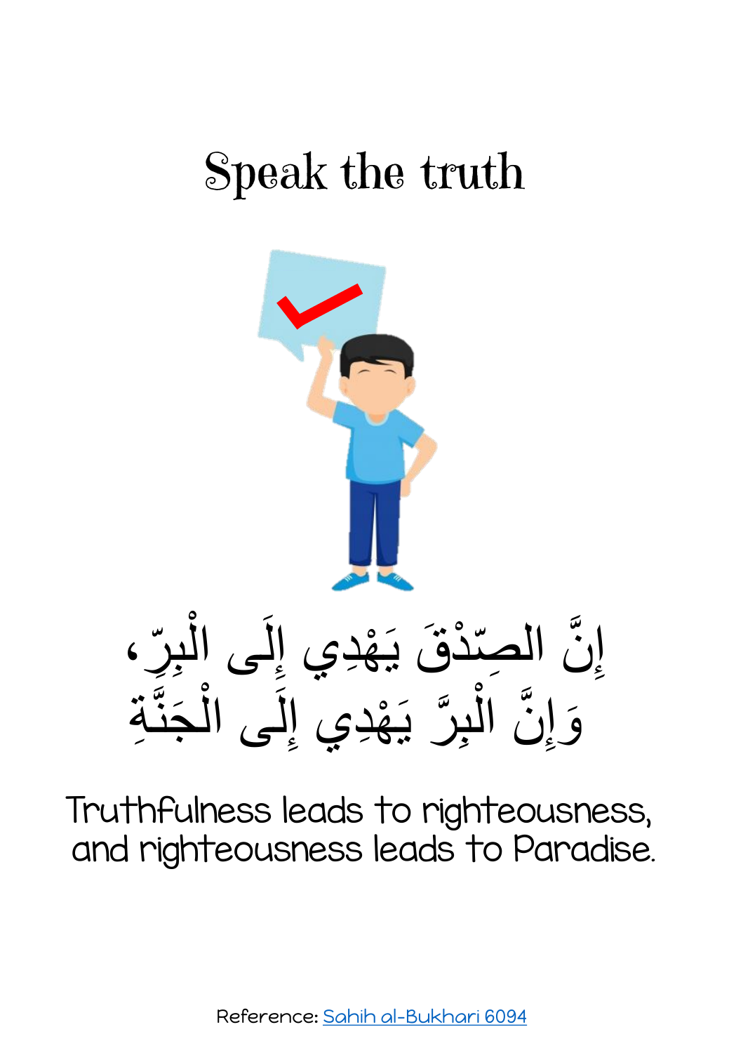# Speak the truth

إِنَّ الصِّدْقَ يَهْدِي إِلَى الْبِرِّ،
وَإِنَّ الْبِرَّ يَهْدِي إِلَى الْجَنَّةِ

Truthfulness leads to righteousness,
and righteousness leads to Paradise.

Reference: Sahih al-Bukhari 6094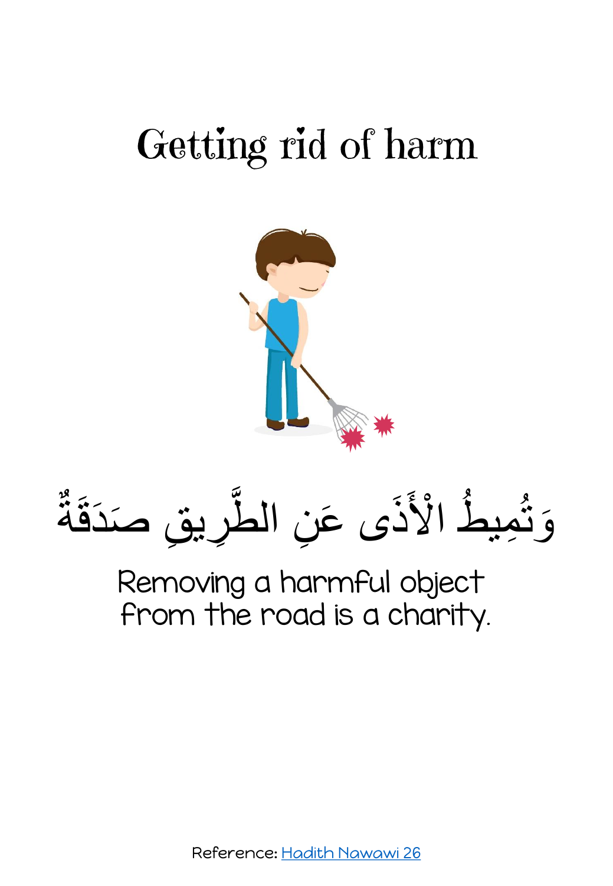# Getting rid of harm

وَتُمِيطُ الْأَذَى عَنِ الطَّرِيقِ صَدَقَةٌ

Removing a harmful object from the road is a charity.

Reference: [Hadith Nawawi 26]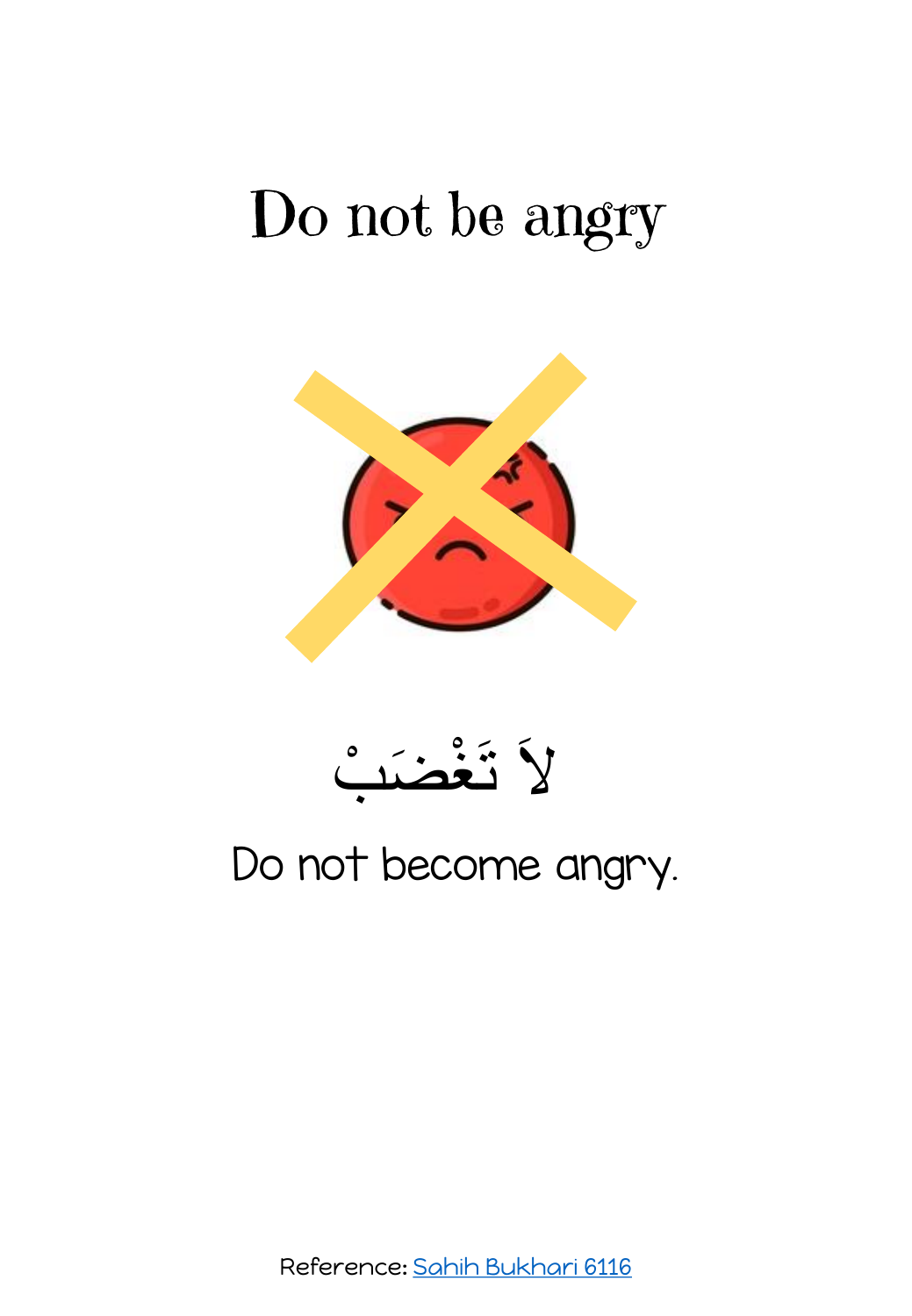# Do not be angry

لاَ تَغْضَبْ

Do not become angry.

Reference: [Sahih Bukhari 6116]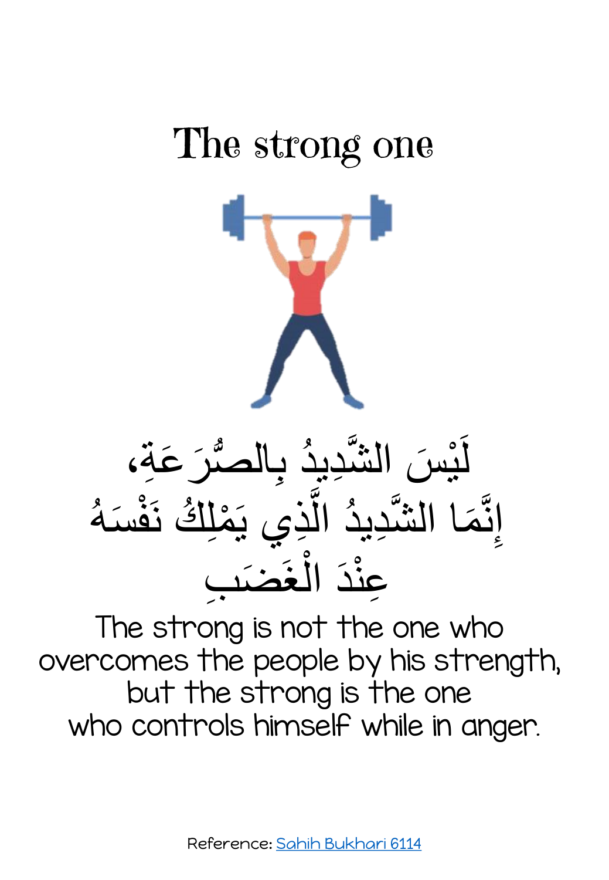# The strong one

لَيْسَ الشَّدِيدُ بِالصُّرَعَةِ،
إِنَّمَا الشَّدِيدُ الَّذِي يَمْلِكُ نَفْسَهُ
عِنْدَ الْغَضَبِ

The strong is not the one who
overcomes the people by his strength,
but the strong is the one
who controls himself while in anger.

Reference: [Sahih Bukhari 6114]()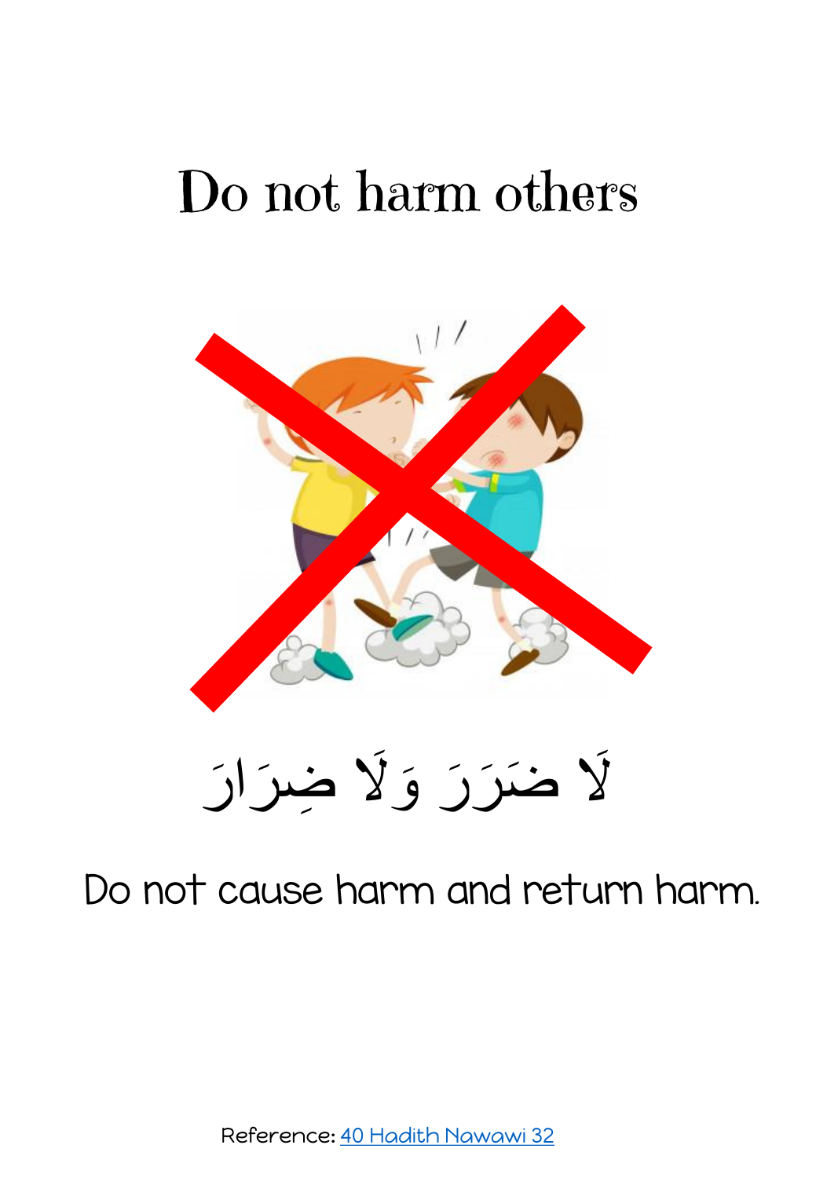# Do not harm others

لَا ضَرَرَ وَلَا ضِرَارَ

Do not cause harm and return harm.

Reference: [40 Hadith Nawawi 32]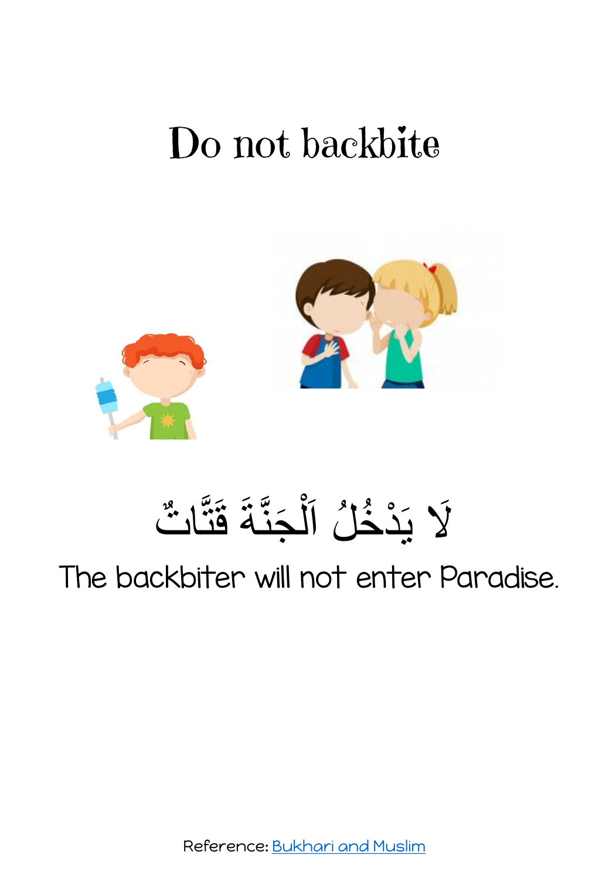# Do not backbite

لَا يَدْخُلُ اَلْجَنَّةَ قَتَّاتٌ

The backbiter will not enter Paradise.

Reference: [Bukhari and Muslim]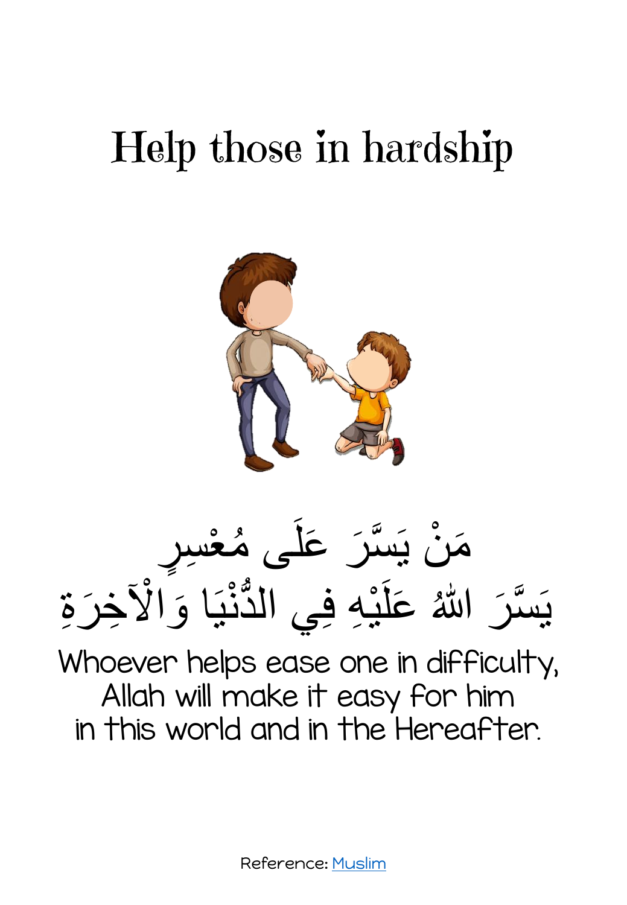# Help those in hardship

مَنْ يَسَّرَ عَلَى مُعْسِرٍ
يَسَّرَ اللّٰهُ عَلَيْهِ فِي الدُّنْيَا وَالْآخِرَةِ

Whoever helps ease one in difficulty,
Allah will make it easy for him
in this world and in the Hereafter.

Reference: Muslim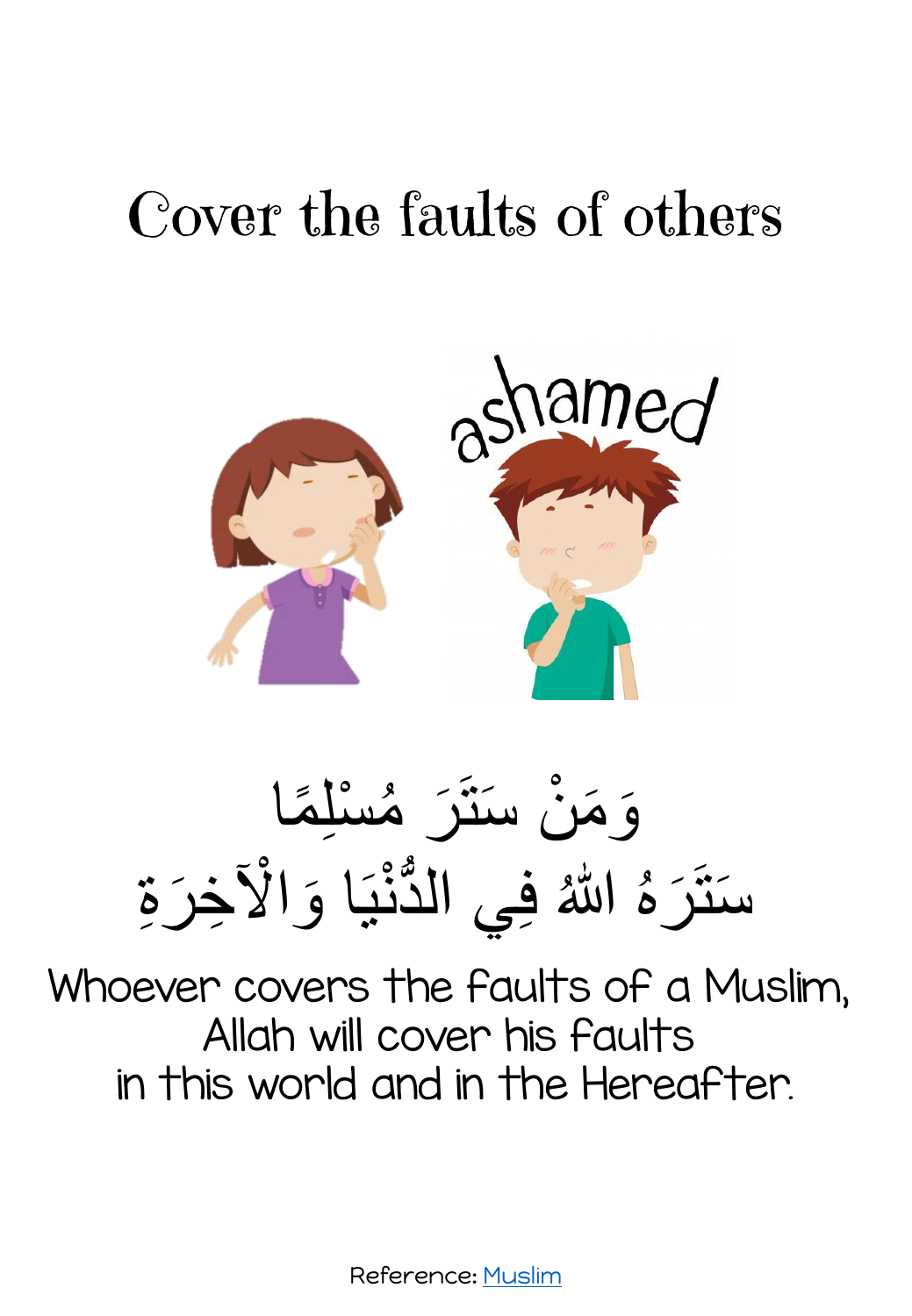# Cover the faults of others

وَمَنْ سَتَرَ مُسْلِمًا
سَتَرَهُ اللهُ فِي الدُّنْيَا وَالْآخِرَةِ

Whoever covers the faults of a Muslim,
Allah will cover his faults
in this world and in the Hereafter.

Reference: Muslim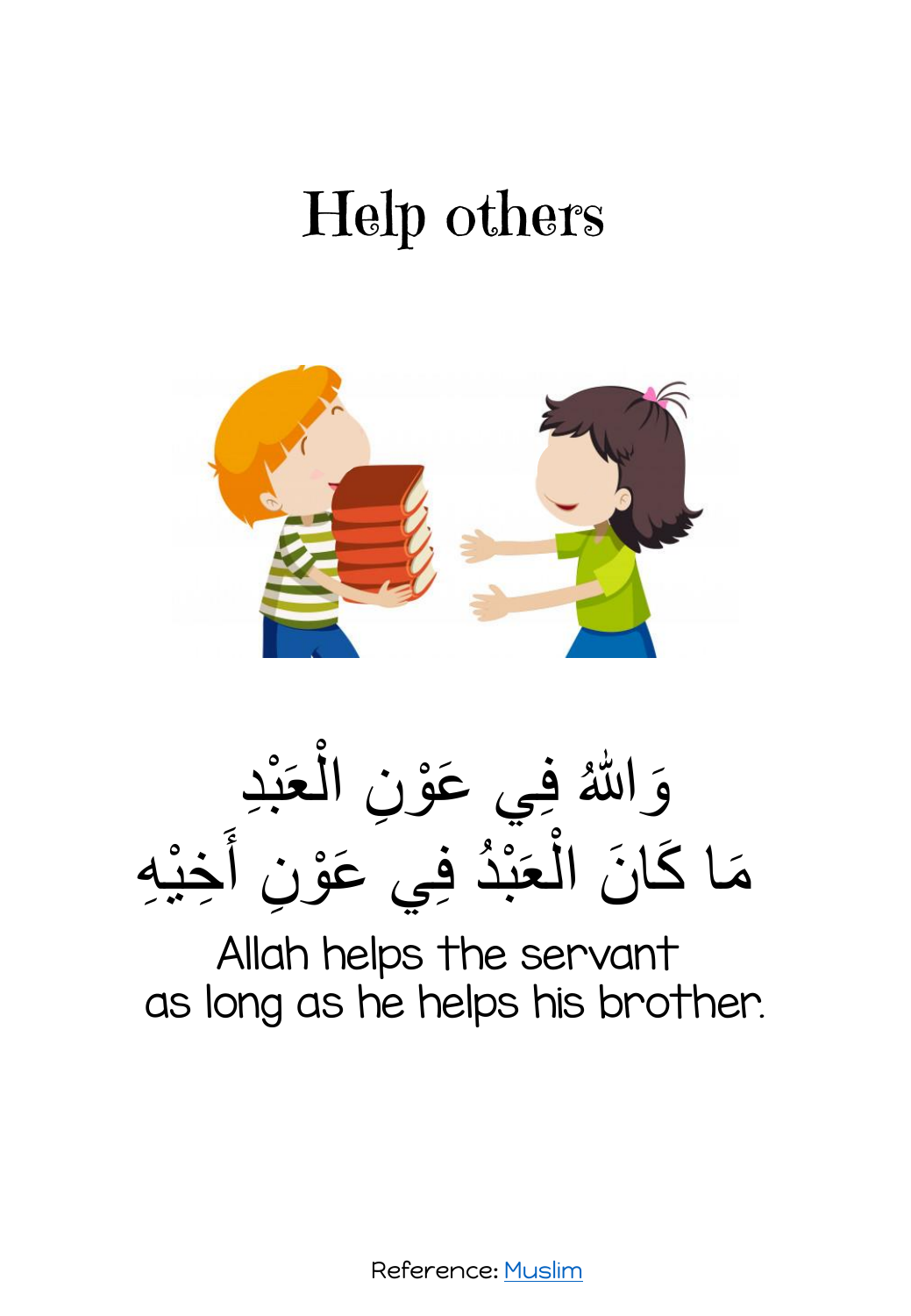# Help others

وَاللّٰهُ فِي عَوْنِ الْعَبْدِ
مَا كَانَ الْعَبْدُ فِي عَوْنِ أَخِيْهِ

Allah helps the servant
as long as he helps his brother.

Reference: [Muslim]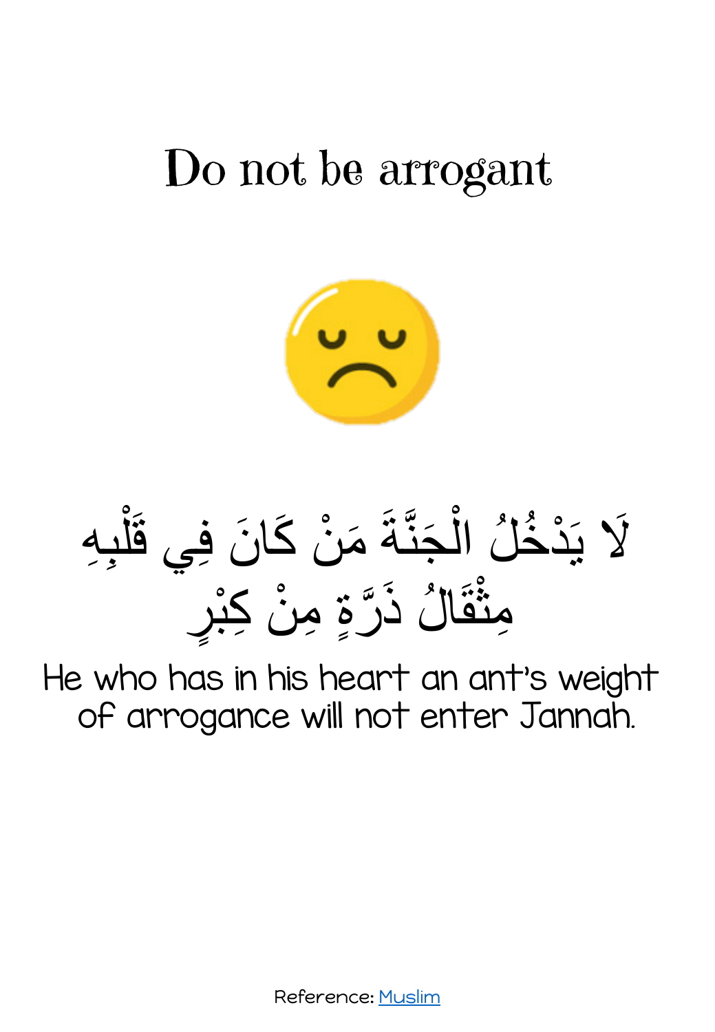# Do not be arrogant

لَا يَدْخُلُ الْجَنَّةَ مَنْ كَانَ فِي قَلْبِهِ مِثْقَالُ ذَرَّةٍ مِنْ كِبْرٍ

He who has in his heart an ant's weight of arrogance will not enter Jannah.

Reference: [Muslim]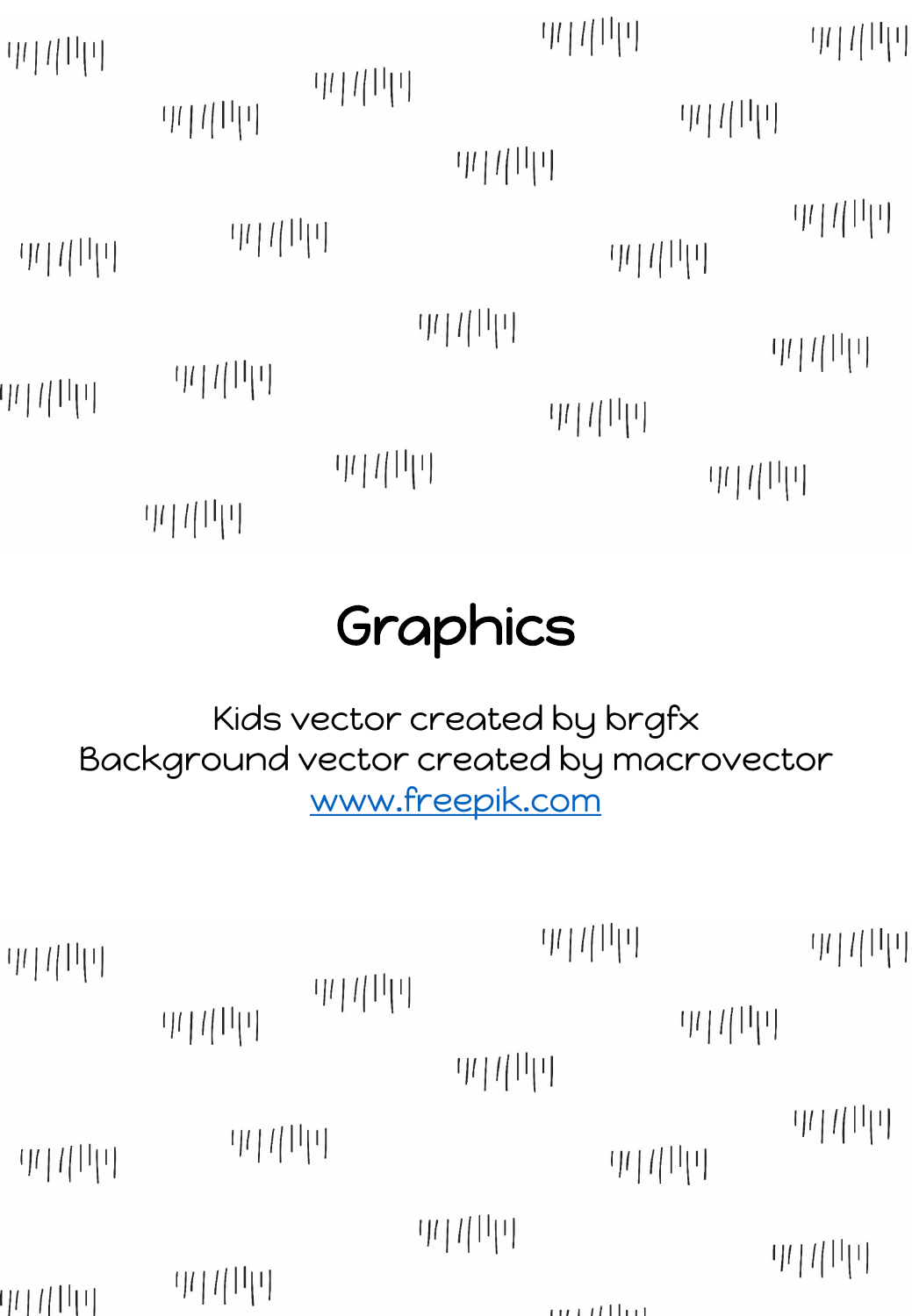# Graphics

Kids vector created by brgfx
Background vector created by macrovector
www.freepik.com